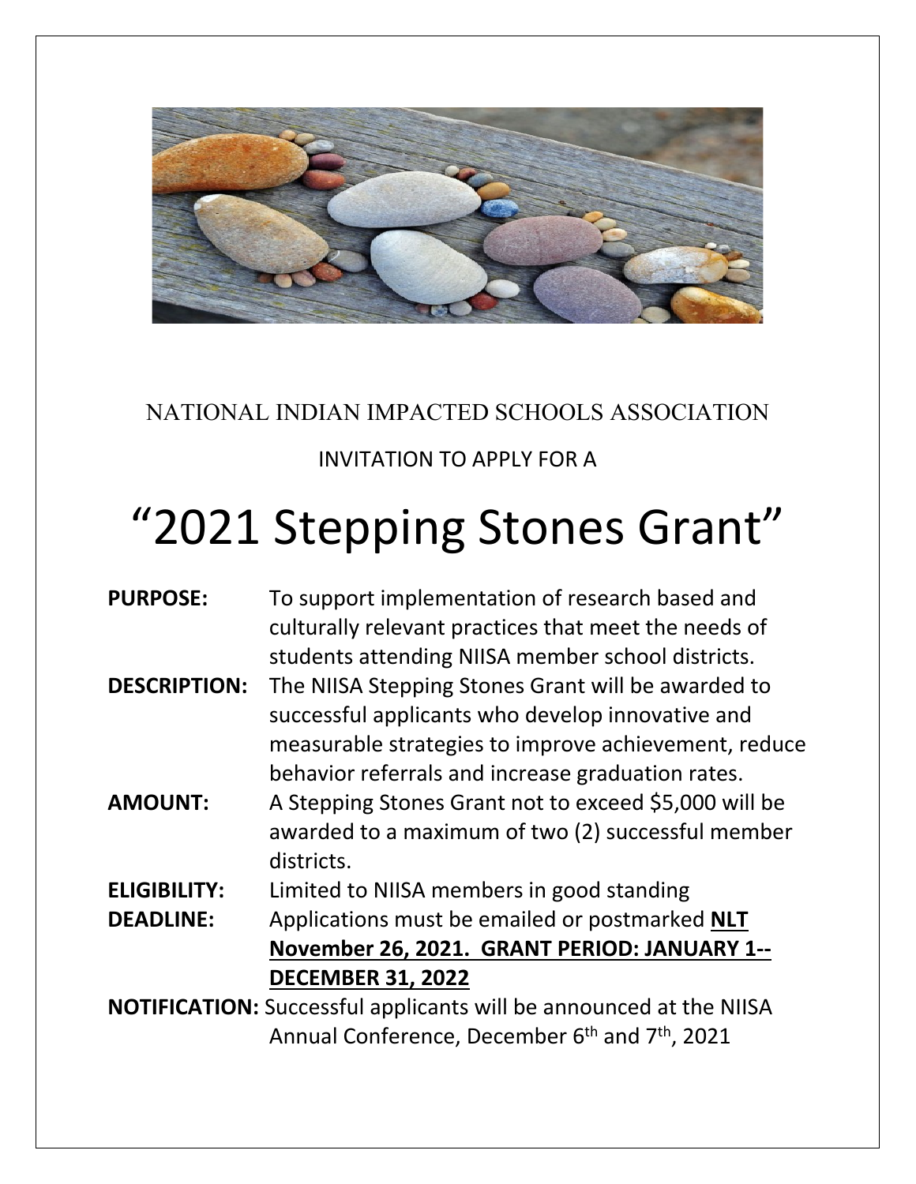NATIONAL INDIAN IMPACTED SCHOOLS ASSOCIATION

INVITATION TO APPLY FOR A

# "2021 Stepping Stones Grant"

**PURPOSE:** To support implementation of research based and culturally relevant practices that meet the needs of students attending NIISA member school districts.

**DESCRIPTION:** The NIISA Stepping Stones Grant will be awarded to successful applicants who develop innovative and measurable strategies to improve achievement, reduce behavior referrals and increase graduation rates.

**AMOUNT:** A Stepping Stones Grant not to exceed $5,000 will be awarded to a maximum of two (2) successful member districts.

**ELIGIBILITY:** Limited to NIISA members in good standing

**DEADLINE:** Applications must be emailed or postmarked **NLT November 26, 2021. GRANT PERIOD: JANUARY 1--DECEMBER 31, 2022**

**NOTIFICATION:** Successful applicants will be announced at the NIISA Annual Conference, December 6th and 7th, 2021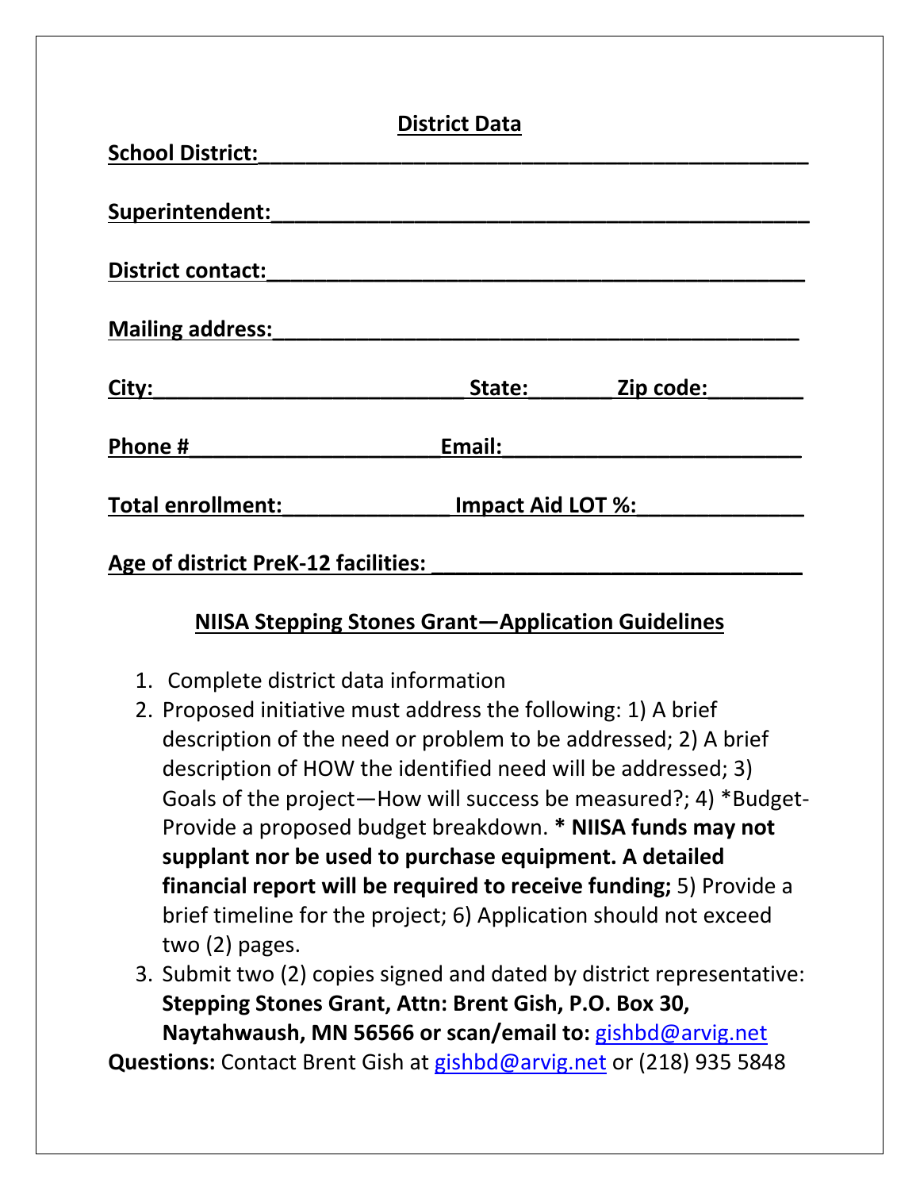## District Data

**School District:_______________________________________________**

**Superintendent:_______________________________________________**

**District contact:_______________________________________________**

**Mailing address:_______________________________________________**

**City:___________________________State:_______Zip code:________**

**Phone #_____________________Email:_________________________**

**Total enrollment:______________ Impact Aid LOT %:______________**

**Age of district PreK-12 facilities: _______________________________**

## NIISA Stepping Stones Grant—Application Guidelines

1. Complete district data information
2. Proposed initiative must address the following: 1) A brief description of the need or problem to be addressed; 2) A brief description of HOW the identified need will be addressed; 3) Goals of the project—How will success be measured?; 4) *Budget- Provide a proposed budget breakdown. **\* NIISA funds may not supplant nor be used to purchase equipment. A detailed financial report will be required to receive funding;** 5) Provide a brief timeline for the project; 6) Application should not exceed two (2) pages.
3. Submit two (2) copies signed and dated by district representative: **Stepping Stones Grant, Attn: Brent Gish, P.O. Box 30, Naytahwaush, MN 56566 or scan/email to:** gishbd@arvig.net

**Questions:** Contact Brent Gish at gishbd@arvig.net or (218) 935 5848